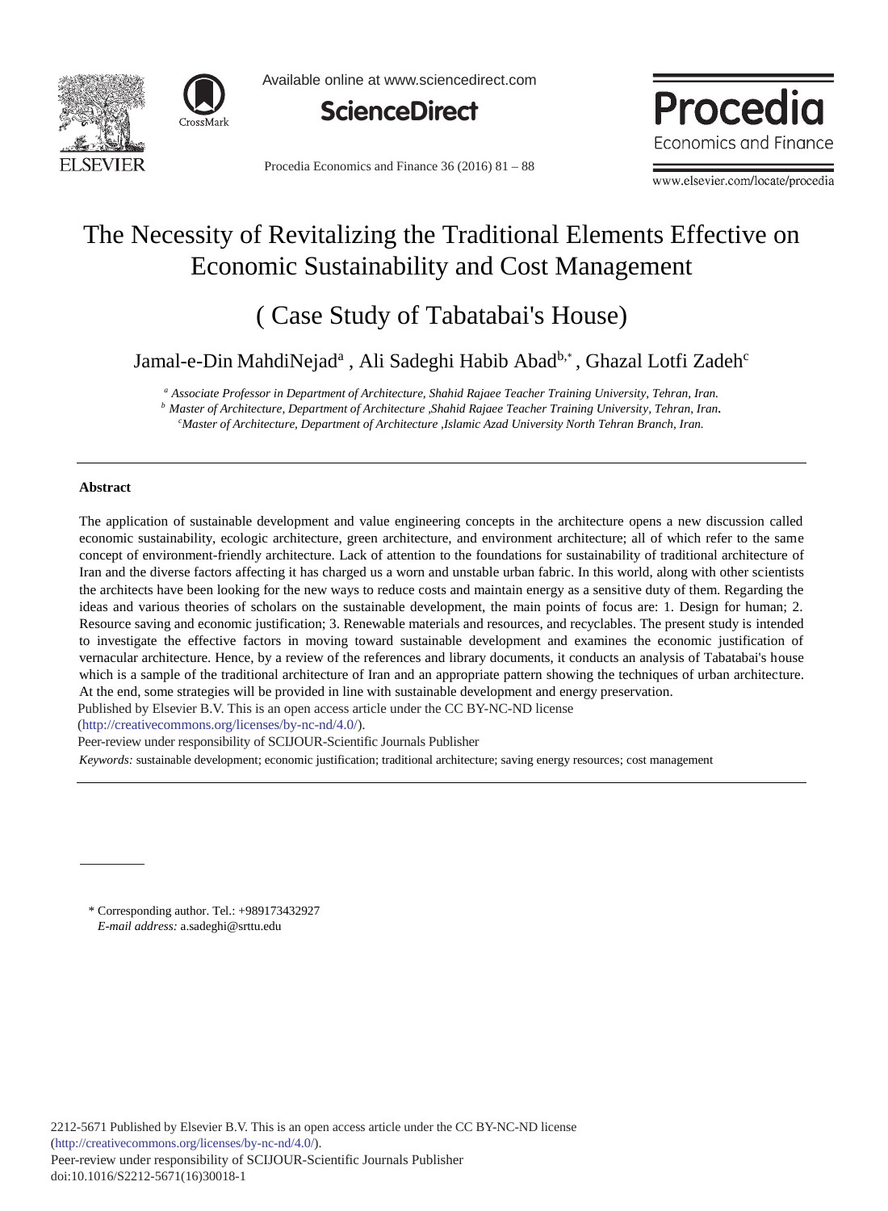# The Necessity of Revitalizing the Traditional Elements Effective on Economic Sustainability and Cost Management

## ( Case Study of Tabatabai's House)

Jamal-e-Din MahdiNejad[a] , Ali Sadeghi Habib Abad[b,*] , Ghazal Lotfi Zadeh[c]

*[a] Associate Professor in Department of Architecture, Shahid Rajaee Teacher Training University, Tehran, Iran.*
*[b] Master of Architecture, Department of Architecture ,Shahid Rajaee Teacher Training University, Tehran, Iran.*
*[c] Master of Architecture, Department of Architecture ,Islamic Azad University North Tehran Branch, Iran.*

---

**Abstract**

The application of sustainable development and value engineering concepts in the architecture opens a new discussion called economic sustainability, ecologic architecture, green architecture, and environment architecture; all of which refer to the same concept of environment-friendly architecture. Lack of attention to the foundations for sustainability of traditional architecture of Iran and the diverse factors affecting it has charged us a worn and unstable urban fabric. In this world, along with other scientists the architects have been looking for the new ways to reduce costs and maintain energy as a sensitive duty of them. Regarding the ideas and various theories of scholars on the sustainable development, the main points of focus are: 1. Design for human; 2. Resource saving and economic justification; 3. Renewable materials and resources, and recyclables. The present study is intended to investigate the effective factors in moving toward sustainable development and examines the economic justification of vernacular architecture. Hence, by a review of the references and library documents, it conducts an analysis of Tabatabai's house which is a sample of the traditional architecture of Iran and an appropriate pattern showing the techniques of urban architecture. At the end, some strategies will be provided in line with sustainable development and energy preservation.

Published by Elsevier B.V. This is an open access article under the CC BY-NC-ND license (http://creativecommons.org/licenses/by-nc-nd/4.0/).

Peer-review under responsibility of SCIJOUR-Scientific Journals Publisher

*Keywords:* sustainable development; economic justification; traditional architecture; saving energy resources; cost management

---

\* Corresponding author. Tel.: +989173432927
*E-mail address:* a.sadeghi@srttu.edu

2212-5671 Published by Elsevier B.V. This is an open access article under the CC BY-NC-ND license (http://creativecommons.org/licenses/by-nc-nd/4.0/).
Peer-review under responsibility of SCIJOUR-Scientific Journals Publisher
doi:10.1016/S2212-5671(16)30018-1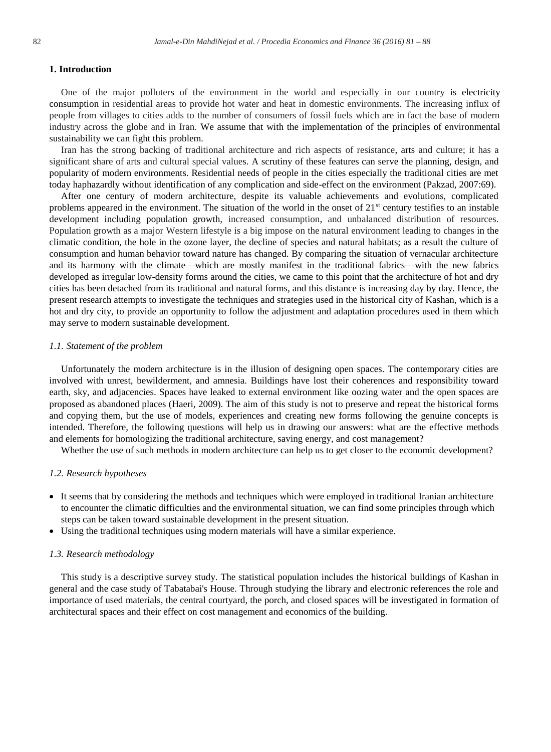## 1. Introduction

One of the major polluters of the environment in the world and especially in our country is electricity consumption in residential areas to provide hot water and heat in domestic environments. The increasing influx of people from villages to cities adds to the number of consumers of fossil fuels which are in fact the base of modern industry across the globe and in Iran. We assume that with the implementation of the principles of environmental sustainability we can fight this problem.

Iran has the strong backing of traditional architecture and rich aspects of resistance, arts and culture; it has a significant share of arts and cultural special values. A scrutiny of these features can serve the planning, design, and popularity of modern environments. Residential needs of people in the cities especially the traditional cities are met today haphazardly without identification of any complication and side-effect on the environment (Pakzad, 2007:69).

After one century of modern architecture, despite its valuable achievements and evolutions, complicated problems appeared in the environment. The situation of the world in the onset of 21st century testifies to an instable development including population growth, increased consumption, and unbalanced distribution of resources. Population growth as a major Western lifestyle is a big impose on the natural environment leading to changes in the climatic condition, the hole in the ozone layer, the decline of species and natural habitats; as a result the culture of consumption and human behavior toward nature has changed. By comparing the situation of vernacular architecture and its harmony with the climate—which are mostly manifest in the traditional fabrics—with the new fabrics developed as irregular low-density forms around the cities, we came to this point that the architecture of hot and dry cities has been detached from its traditional and natural forms, and this distance is increasing day by day. Hence, the present research attempts to investigate the techniques and strategies used in the historical city of Kashan, which is a hot and dry city, to provide an opportunity to follow the adjustment and adaptation procedures used in them which may serve to modern sustainable development.

### *1.1. Statement of the problem*

Unfortunately the modern architecture is in the illusion of designing open spaces. The contemporary cities are involved with unrest, bewilderment, and amnesia. Buildings have lost their coherences and responsibility toward earth, sky, and adjacencies. Spaces have leaked to external environment like oozing water and the open spaces are proposed as abandoned places (Haeri, 2009). The aim of this study is not to preserve and repeat the historical forms and copying them, but the use of models, experiences and creating new forms following the genuine concepts is intended. Therefore, the following questions will help us in drawing our answers: what are the effective methods and elements for homologizing the traditional architecture, saving energy, and cost management?

Whether the use of such methods in modern architecture can help us to get closer to the economic development?

### *1.2. Research hypotheses*

- It seems that by considering the methods and techniques which were employed in traditional Iranian architecture to encounter the climatic difficulties and the environmental situation, we can find some principles through which steps can be taken toward sustainable development in the present situation.
- Using the traditional techniques using modern materials will have a similar experience.

### *1.3. Research methodology*

This study is a descriptive survey study. The statistical population includes the historical buildings of Kashan in general and the case study of Tabatabai's House. Through studying the library and electronic references the role and importance of used materials, the central courtyard, the porch, and closed spaces will be investigated in formation of architectural spaces and their effect on cost management and economics of the building.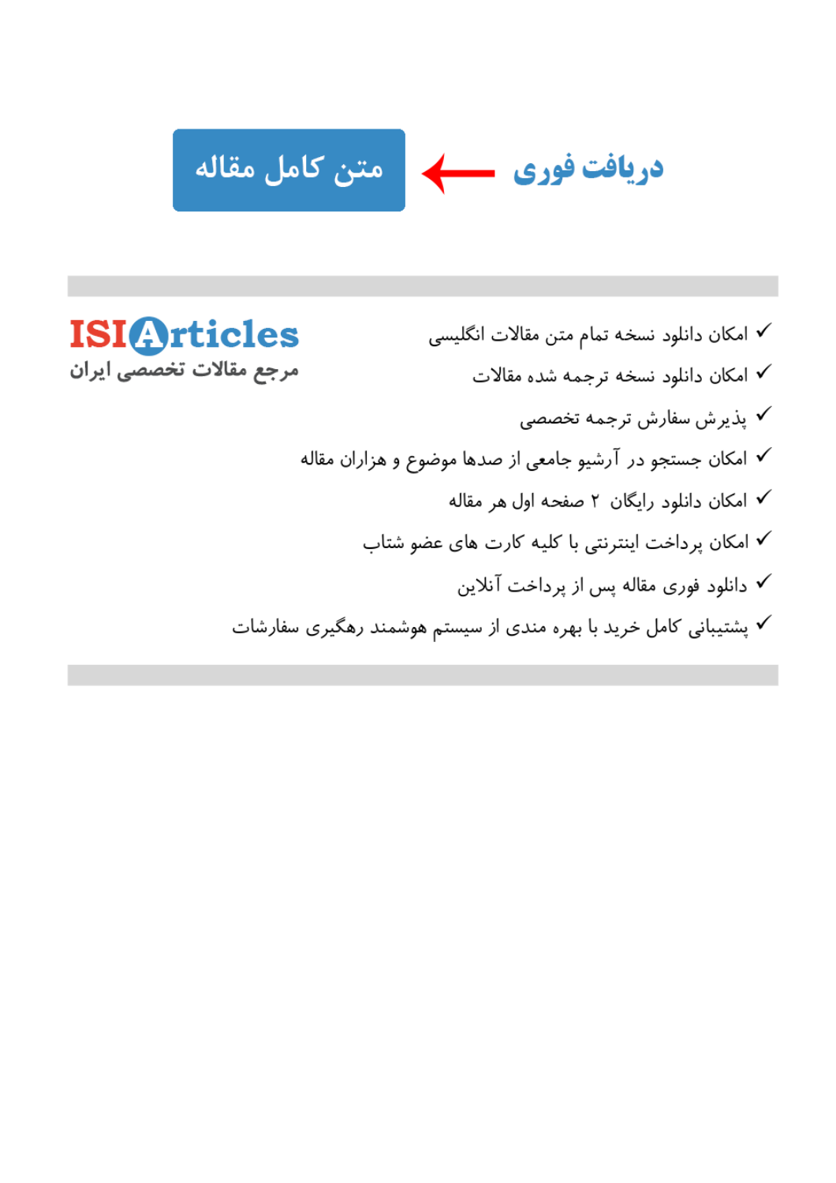دریافت فوری ← متن کامل مقاله

ISIArticles
مرجع مقالات تخصصی ایران

- ✓ امکان دانلود نسخه تمام متن مقالات انگلیسی
- ✓ امکان دانلود نسخه ترجمه شده مقالات
- ✓ پذیرش سفارش ترجمه تخصصی
- ✓ امکان جستجو در آرشیو جامعی از صدها موضوع و هزاران مقاله
- ✓ امکان دانلود رایگان ۲ صفحه اول هر مقاله
- ✓ امکان پرداخت اینترنتی با کلیه کارت های عضو شتاب
- ✓ دانلود فوری مقاله پس از پرداخت آنلاین
- ✓ پشتیبانی کامل خرید با بهره مندی از سیستم هوشمند رهگیری سفارشات